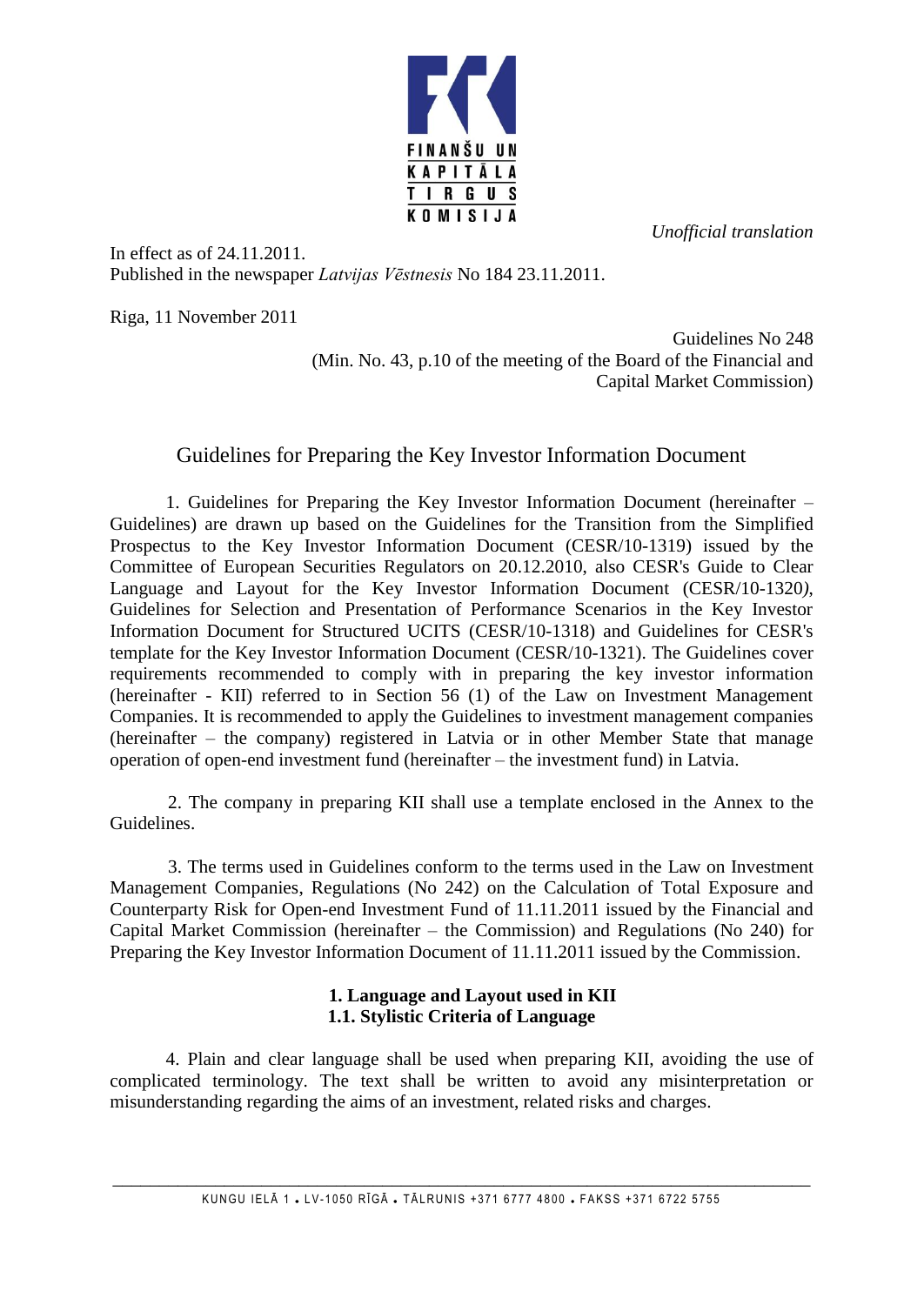FINANŠU UN KAPITĀLA TIRGUS KOMISIJA

*Unofficial translation*

In effect as of 24.11.2011.
Published in the newspaper *Latvijas Vēstnesis* No 184 23.11.2011.

Riga, 11 November 2011

Guidelines No 248
(Min. No. 43, p.10 of the meeting of the Board of the Financial and Capital Market Commission)

# Guidelines for Preparing the Key Investor Information Document

1. Guidelines for Preparing the Key Investor Information Document (hereinafter – Guidelines) are drawn up based on the Guidelines for the Transition from the Simplified Prospectus to the Key Investor Information Document (CESR/10-1319) issued by the Committee of European Securities Regulators on 20.12.2010, also CESR's Guide to Clear Language and Layout for the Key Investor Information Document (CESR/10-1320), Guidelines for Selection and Presentation of Performance Scenarios in the Key Investor Information Document for Structured UCITS (CESR/10-1318) and Guidelines for CESR's template for the Key Investor Information Document (CESR/10-1321). The Guidelines cover requirements recommended to comply with in preparing the key investor information (hereinafter - KII) referred to in Section 56 (1) of the Law on Investment Management Companies. It is recommended to apply the Guidelines to investment management companies (hereinafter – the company) registered in Latvia or in other Member State that manage operation of open-end investment fund (hereinafter – the investment fund) in Latvia.

2. The company in preparing KII shall use a template enclosed in the Annex to the Guidelines.

3. The terms used in Guidelines conform to the terms used in the Law on Investment Management Companies, Regulations (No 242) on the Calculation of Total Exposure and Counterparty Risk for Open-end Investment Fund of 11.11.2011 issued by the Financial and Capital Market Commission (hereinafter – the Commission) and Regulations (No 240) for Preparing the Key Investor Information Document of 11.11.2011 issued by the Commission.

## 1. Language and Layout used in KII

### 1.1. Stylistic Criteria of Language

4. Plain and clear language shall be used when preparing KII, avoiding the use of complicated terminology. The text shall be written to avoid any misinterpretation or misunderstanding regarding the aims of an investment, related risks and charges.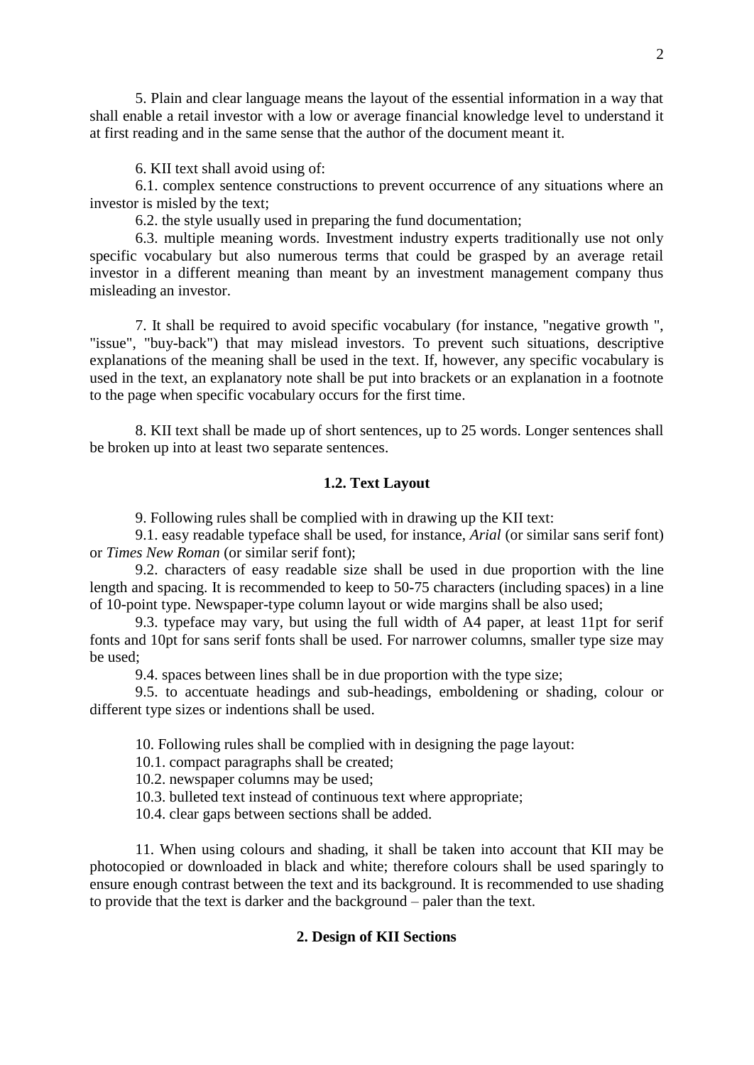5. Plain and clear language means the layout of the essential information in a way that shall enable a retail investor with a low or average financial knowledge level to understand it at first reading and in the same sense that the author of the document meant it.

6. KII text shall avoid using of:

6.1. complex sentence constructions to prevent occurrence of any situations where an investor is misled by the text;

6.2. the style usually used in preparing the fund documentation;

6.3. multiple meaning words. Investment industry experts traditionally use not only specific vocabulary but also numerous terms that could be grasped by an average retail investor in a different meaning than meant by an investment management company thus misleading an investor.

7. It shall be required to avoid specific vocabulary (for instance, "negative growth ", "issue", "buy-back") that may mislead investors. To prevent such situations, descriptive explanations of the meaning shall be used in the text. If, however, any specific vocabulary is used in the text, an explanatory note shall be put into brackets or an explanation in a footnote to the page when specific vocabulary occurs for the first time.

8. KII text shall be made up of short sentences, up to 25 words. Longer sentences shall be broken up into at least two separate sentences.

### 1.2. Text Layout

9. Following rules shall be complied with in drawing up the KII text:

9.1. easy readable typeface shall be used, for instance, *Arial* (or similar sans serif font) or *Times New Roman* (or similar serif font);

9.2. characters of easy readable size shall be used in due proportion with the line length and spacing. It is recommended to keep to 50-75 characters (including spaces) in a line of 10-point type. Newspaper-type column layout or wide margins shall be also used;

9.3. typeface may vary, but using the full width of A4 paper, at least 11pt for serif fonts and 10pt for sans serif fonts shall be used. For narrower columns, smaller type size may be used;

9.4. spaces between lines shall be in due proportion with the type size;

9.5. to accentuate headings and sub-headings, emboldening or shading, colour or different type sizes or indentions shall be used.

10. Following rules shall be complied with in designing the page layout:

10.1. compact paragraphs shall be created;

10.2. newspaper columns may be used;

10.3. bulleted text instead of continuous text where appropriate;

10.4. clear gaps between sections shall be added.

11. When using colours and shading, it shall be taken into account that KII may be photocopied or downloaded in black and white; therefore colours shall be used sparingly to ensure enough contrast between the text and its background. It is recommended to use shading to provide that the text is darker and the background – paler than the text.

## 2. Design of KII Sections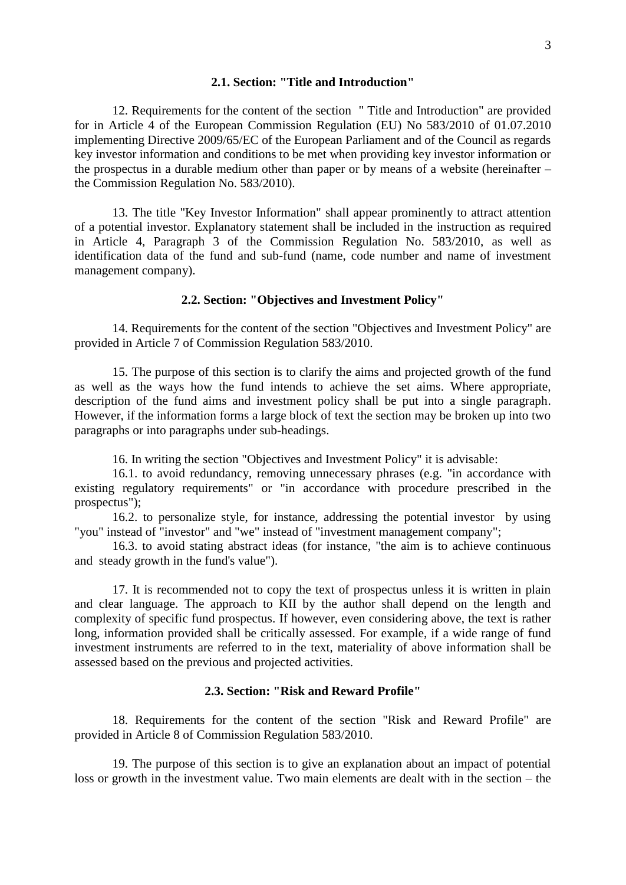### 2.1. Section: "Title and Introduction"

12. Requirements for the content of the section " Title and Introduction" are provided for in Article 4 of the European Commission Regulation (EU) No 583/2010 of 01.07.2010 implementing Directive 2009/65/EC of the European Parliament and of the Council as regards key investor information and conditions to be met when providing key investor information or the prospectus in a durable medium other than paper or by means of a website (hereinafter – the Commission Regulation No. 583/2010).

13. The title "Key Investor Information" shall appear prominently to attract attention of a potential investor. Explanatory statement shall be included in the instruction as required in Article 4, Paragraph 3 of the Commission Regulation No. 583/2010, as well as identification data of the fund and sub-fund (name, code number and name of investment management company).

### 2.2. Section: "Objectives and Investment Policy"

14. Requirements for the content of the section "Objectives and Investment Policy" are provided in Article 7 of Commission Regulation 583/2010.

15. The purpose of this section is to clarify the aims and projected growth of the fund as well as the ways how the fund intends to achieve the set aims. Where appropriate, description of the fund aims and investment policy shall be put into a single paragraph. However, if the information forms a large block of text the section may be broken up into two paragraphs or into paragraphs under sub-headings.

16. In writing the section "Objectives and Investment Policy" it is advisable:

16.1. to avoid redundancy, removing unnecessary phrases (e.g. "in accordance with existing regulatory requirements" or "in accordance with procedure prescribed in the prospectus");

16.2. to personalize style, for instance, addressing the potential investor by using "you" instead of "investor" and "we" instead of "investment management company";

16.3. to avoid stating abstract ideas (for instance, "the aim is to achieve continuous and steady growth in the fund's value").

17. It is recommended not to copy the text of prospectus unless it is written in plain and clear language. The approach to KII by the author shall depend on the length and complexity of specific fund prospectus. If however, even considering above, the text is rather long, information provided shall be critically assessed. For example, if a wide range of fund investment instruments are referred to in the text, materiality of above information shall be assessed based on the previous and projected activities.

### 2.3. Section: "Risk and Reward Profile"

18. Requirements for the content of the section "Risk and Reward Profile" are provided in Article 8 of Commission Regulation 583/2010.

19. The purpose of this section is to give an explanation about an impact of potential loss or growth in the investment value. Two main elements are dealt with in the section – the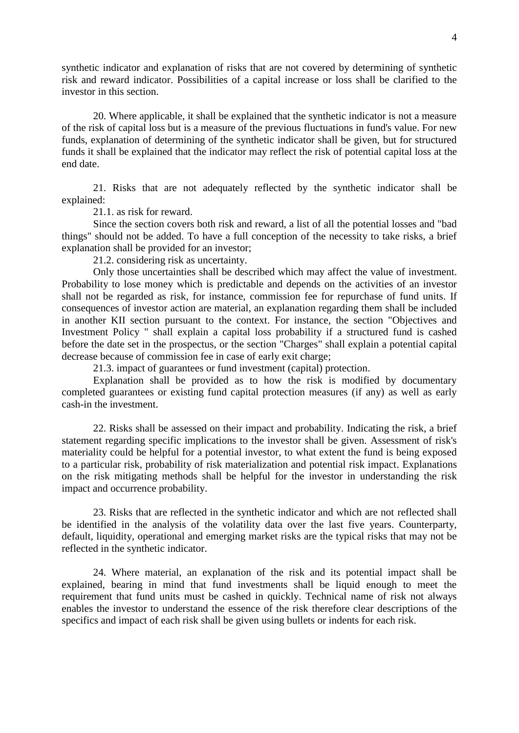synthetic indicator and explanation of risks that are not covered by determining of synthetic risk and reward indicator. Possibilities of a capital increase or loss shall be clarified to the investor in this section.

20. Where applicable, it shall be explained that the synthetic indicator is not a measure of the risk of capital loss but is a measure of the previous fluctuations in fund's value. For new funds, explanation of determining of the synthetic indicator shall be given, but for structured funds it shall be explained that the indicator may reflect the risk of potential capital loss at the end date.

21. Risks that are not adequately reflected by the synthetic indicator shall be explained:

21.1. as risk for reward.

Since the section covers both risk and reward, a list of all the potential losses and "bad things" should not be added. To have a full conception of the necessity to take risks, a brief explanation shall be provided for an investor;

21.2. considering risk as uncertainty.

Only those uncertainties shall be described which may affect the value of investment. Probability to lose money which is predictable and depends on the activities of an investor shall not be regarded as risk, for instance, commission fee for repurchase of fund units. If consequences of investor action are material, an explanation regarding them shall be included in another KII section pursuant to the context. For instance, the section "Objectives and Investment Policy " shall explain a capital loss probability if a structured fund is cashed before the date set in the prospectus, or the section "Charges" shall explain a potential capital decrease because of commission fee in case of early exit charge;

21.3. impact of guarantees or fund investment (capital) protection.

Explanation shall be provided as to how the risk is modified by documentary completed guarantees or existing fund capital protection measures (if any) as well as early cash-in the investment.

22. Risks shall be assessed on their impact and probability. Indicating the risk, a brief statement regarding specific implications to the investor shall be given. Assessment of risk's materiality could be helpful for a potential investor, to what extent the fund is being exposed to a particular risk, probability of risk materialization and potential risk impact. Explanations on the risk mitigating methods shall be helpful for the investor in understanding the risk impact and occurrence probability.

23. Risks that are reflected in the synthetic indicator and which are not reflected shall be identified in the analysis of the volatility data over the last five years. Counterparty, default, liquidity, operational and emerging market risks are the typical risks that may not be reflected in the synthetic indicator.

24. Where material, an explanation of the risk and its potential impact shall be explained, bearing in mind that fund investments shall be liquid enough to meet the requirement that fund units must be cashed in quickly. Technical name of risk not always enables the investor to understand the essence of the risk therefore clear descriptions of the specifics and impact of each risk shall be given using bullets or indents for each risk.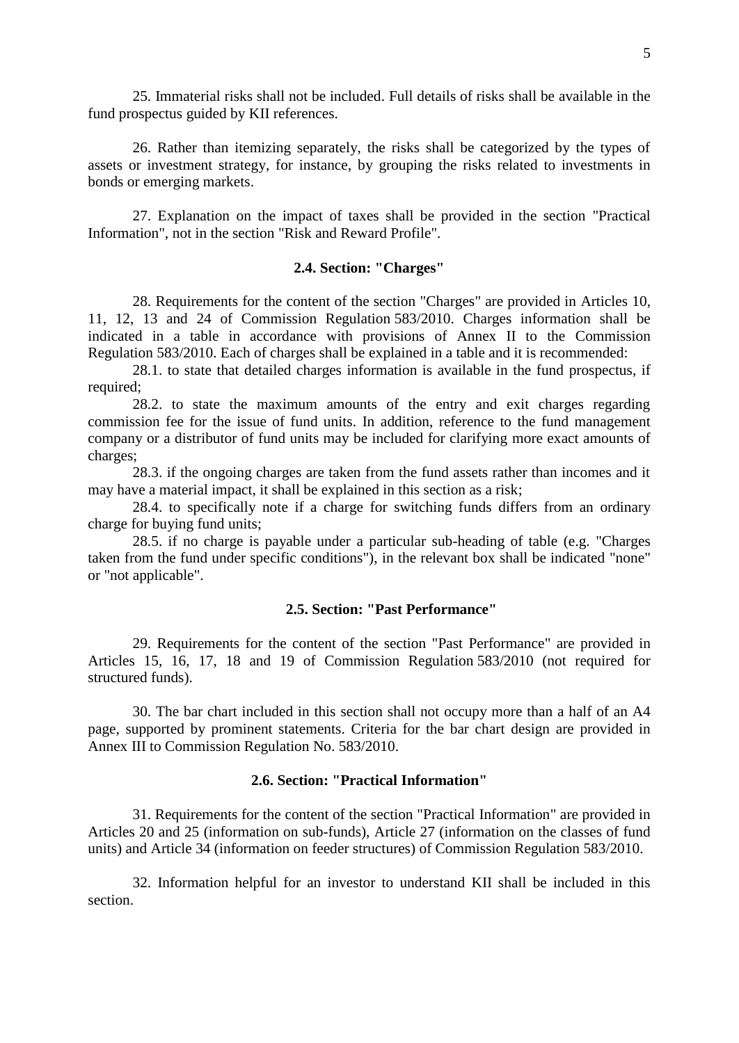25. Immaterial risks shall not be included. Full details of risks shall be available in the fund prospectus guided by KII references.

26. Rather than itemizing separately, the risks shall be categorized by the types of assets or investment strategy, for instance, by grouping the risks related to investments in bonds or emerging markets.

27. Explanation on the impact of taxes shall be provided in the section "Practical Information", not in the section "Risk and Reward Profile".

### 2.4. Section: "Charges"

28. Requirements for the content of the section "Charges" are provided in Articles 10, 11, 12, 13 and 24 of Commission Regulation 583/2010. Charges information shall be indicated in a table in accordance with provisions of Annex II to the Commission Regulation 583/2010. Each of charges shall be explained in a table and it is recommended:

28.1. to state that detailed charges information is available in the fund prospectus, if required;

28.2. to state the maximum amounts of the entry and exit charges regarding commission fee for the issue of fund units. In addition, reference to the fund management company or a distributor of fund units may be included for clarifying more exact amounts of charges;

28.3. if the ongoing charges are taken from the fund assets rather than incomes and it may have a material impact, it shall be explained in this section as a risk;

28.4. to specifically note if a charge for switching funds differs from an ordinary charge for buying fund units;

28.5. if no charge is payable under a particular sub-heading of table (e.g. "Charges taken from the fund under specific conditions"), in the relevant box shall be indicated "none" or "not applicable".

### 2.5. Section: "Past Performance"

29. Requirements for the content of the section "Past Performance" are provided in Articles 15, 16, 17, 18 and 19 of Commission Regulation 583/2010 (not required for structured funds).

30. The bar chart included in this section shall not occupy more than a half of an A4 page, supported by prominent statements. Criteria for the bar chart design are provided in Annex III to Commission Regulation No. 583/2010.

### 2.6. Section: "Practical Information"

31. Requirements for the content of the section "Practical Information" are provided in Articles 20 and 25 (information on sub-funds), Article 27 (information on the classes of fund units) and Article 34 (information on feeder structures) of Commission Regulation 583/2010.

32. Information helpful for an investor to understand KII shall be included in this section.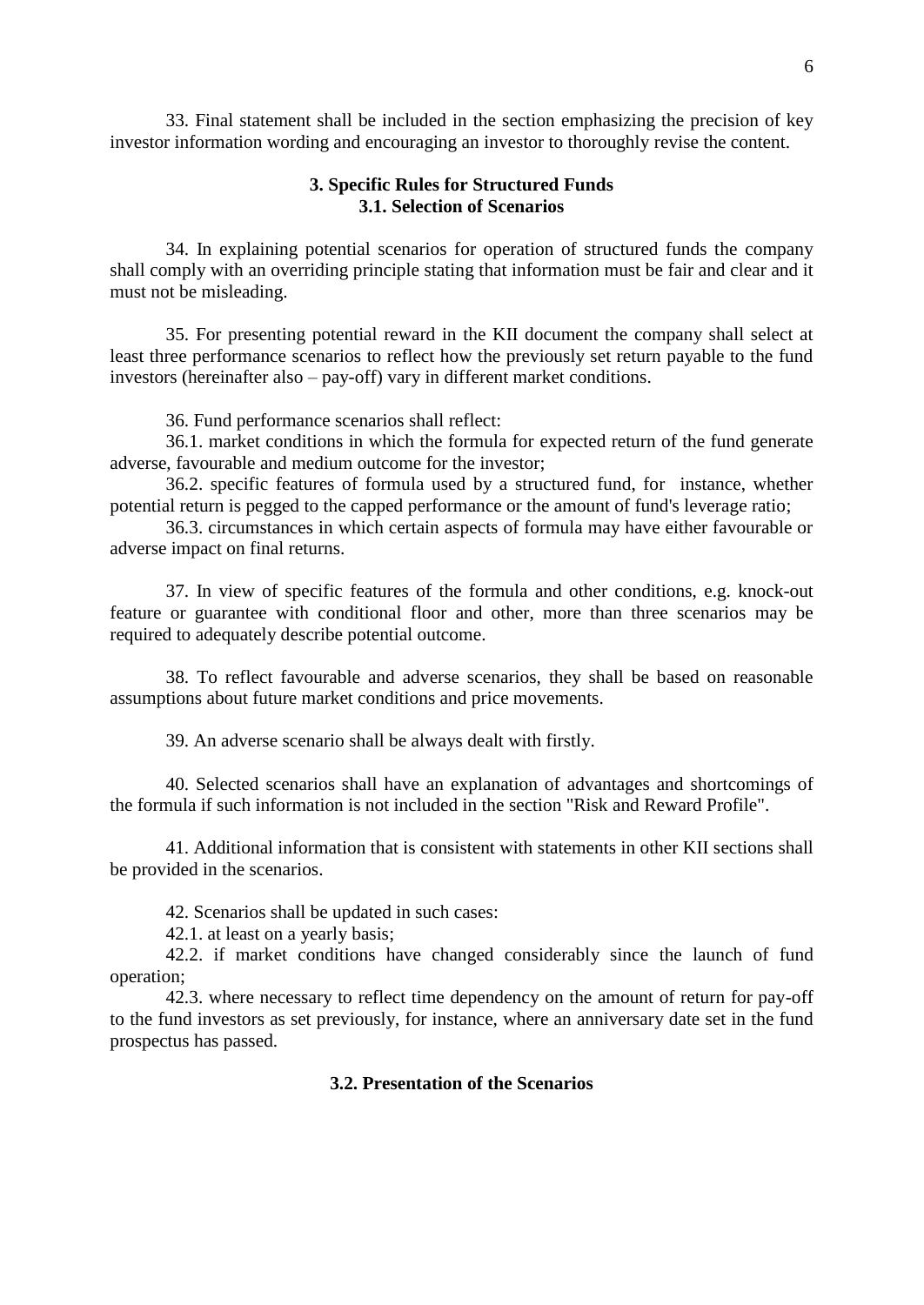33. Final statement shall be included in the section emphasizing the precision of key investor information wording and encouraging an investor to thoroughly revise the content.

## 3. Specific Rules for Structured Funds
### 3.1. Selection of Scenarios

34. In explaining potential scenarios for operation of structured funds the company shall comply with an overriding principle stating that information must be fair and clear and it must not be misleading.

35. For presenting potential reward in the KII document the company shall select at least three performance scenarios to reflect how the previously set return payable to the fund investors (hereinafter also – pay-off) vary in different market conditions.

36. Fund performance scenarios shall reflect:

36.1. market conditions in which the formula for expected return of the fund generate adverse, favourable and medium outcome for the investor;

36.2. specific features of formula used by a structured fund, for instance, whether potential return is pegged to the capped performance or the amount of fund's leverage ratio;

36.3. circumstances in which certain aspects of formula may have either favourable or adverse impact on final returns.

37. In view of specific features of the formula and other conditions, e.g. knock-out feature or guarantee with conditional floor and other, more than three scenarios may be required to adequately describe potential outcome.

38. To reflect favourable and adverse scenarios, they shall be based on reasonable assumptions about future market conditions and price movements.

39. An adverse scenario shall be always dealt with firstly.

40. Selected scenarios shall have an explanation of advantages and shortcomings of the formula if such information is not included in the section "Risk and Reward Profile".

41. Additional information that is consistent with statements in other KII sections shall be provided in the scenarios.

42. Scenarios shall be updated in such cases:

42.1. at least on a yearly basis;

42.2. if market conditions have changed considerably since the launch of fund operation;

42.3. where necessary to reflect time dependency on the amount of return for pay-off to the fund investors as set previously, for instance, where an anniversary date set in the fund prospectus has passed.

### 3.2. Presentation of the Scenarios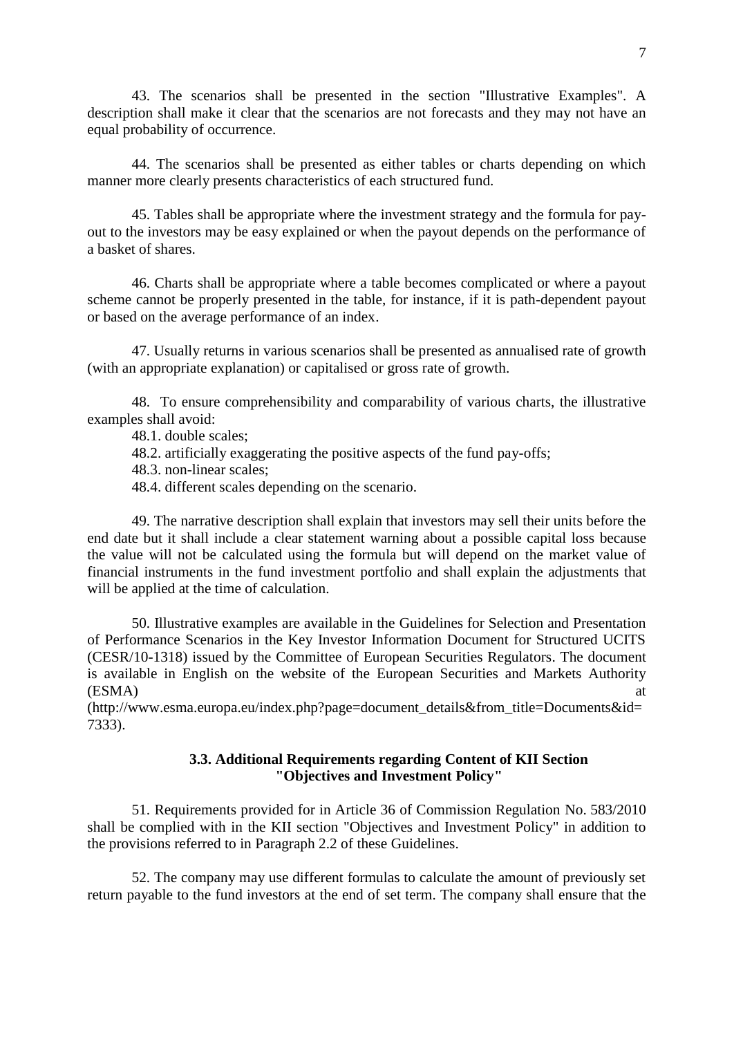43. The scenarios shall be presented in the section "Illustrative Examples". A description shall make it clear that the scenarios are not forecasts and they may not have an equal probability of occurrence.

44. The scenarios shall be presented as either tables or charts depending on which manner more clearly presents characteristics of each structured fund.

45. Tables shall be appropriate where the investment strategy and the formula for pay-out to the investors may be easy explained or when the payout depends on the performance of a basket of shares.

46. Charts shall be appropriate where a table becomes complicated or where a payout scheme cannot be properly presented in the table, for instance, if it is path-dependent payout or based on the average performance of an index.

47. Usually returns in various scenarios shall be presented as annualised rate of growth (with an appropriate explanation) or capitalised or gross rate of growth.

48. To ensure comprehensibility and comparability of various charts, the illustrative examples shall avoid:

48.1. double scales;

48.2. artificially exaggerating the positive aspects of the fund pay-offs;

48.3. non-linear scales;

48.4. different scales depending on the scenario.

49. The narrative description shall explain that investors may sell their units before the end date but it shall include a clear statement warning about a possible capital loss because the value will not be calculated using the formula but will depend on the market value of financial instruments in the fund investment portfolio and shall explain the adjustments that will be applied at the time of calculation.

50. Illustrative examples are available in the Guidelines for Selection and Presentation of Performance Scenarios in the Key Investor Information Document for Structured UCITS (CESR/10-1318) issued by the Committee of European Securities Regulators. The document is available in English on the website of the European Securities and Markets Authority (ESMA) at (http://www.esma.europa.eu/index.php?page=document_details&from_title=Documents&id=7333).

### 3.3. Additional Requirements regarding Content of KII Section "Objectives and Investment Policy"

51. Requirements provided for in Article 36 of Commission Regulation No. 583/2010 shall be complied with in the KII section "Objectives and Investment Policy" in addition to the provisions referred to in Paragraph 2.2 of these Guidelines.

52. The company may use different formulas to calculate the amount of previously set return payable to the fund investors at the end of set term. The company shall ensure that the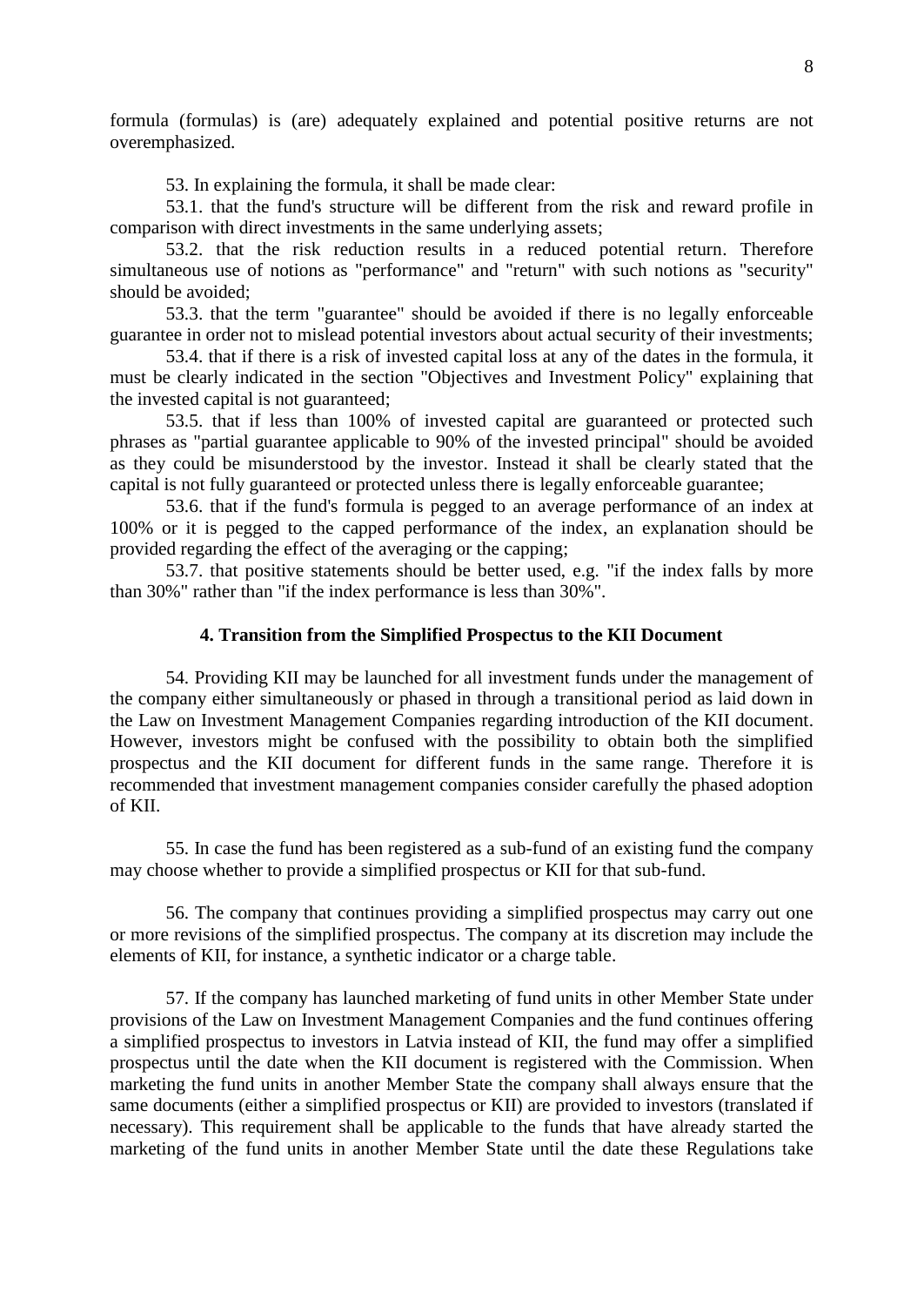formula (formulas) is (are) adequately explained and potential positive returns are not overemphasized.

53. In explaining the formula, it shall be made clear:

53.1. that the fund's structure will be different from the risk and reward profile in comparison with direct investments in the same underlying assets;

53.2. that the risk reduction results in a reduced potential return. Therefore simultaneous use of notions as "performance" and "return" with such notions as "security" should be avoided;

53.3. that the term "guarantee" should be avoided if there is no legally enforceable guarantee in order not to mislead potential investors about actual security of their investments;

53.4. that if there is a risk of invested capital loss at any of the dates in the formula, it must be clearly indicated in the section "Objectives and Investment Policy" explaining that the invested capital is not guaranteed;

53.5. that if less than 100% of invested capital are guaranteed or protected such phrases as "partial guarantee applicable to 90% of the invested principal" should be avoided as they could be misunderstood by the investor. Instead it shall be clearly stated that the capital is not fully guaranteed or protected unless there is legally enforceable guarantee;

53.6. that if the fund's formula is pegged to an average performance of an index at 100% or it is pegged to the capped performance of the index, an explanation should be provided regarding the effect of the averaging or the capping;

53.7. that positive statements should be better used, e.g. "if the index falls by more than 30%" rather than "if the index performance is less than 30%".

## 4. Transition from the Simplified Prospectus to the KII Document

54. Providing KII may be launched for all investment funds under the management of the company either simultaneously or phased in through a transitional period as laid down in the Law on Investment Management Companies regarding introduction of the KII document. However, investors might be confused with the possibility to obtain both the simplified prospectus and the KII document for different funds in the same range. Therefore it is recommended that investment management companies consider carefully the phased adoption of KII.

55. In case the fund has been registered as a sub-fund of an existing fund the company may choose whether to provide a simplified prospectus or KII for that sub-fund.

56. The company that continues providing a simplified prospectus may carry out one or more revisions of the simplified prospectus. The company at its discretion may include the elements of KII, for instance, a synthetic indicator or a charge table.

57. If the company has launched marketing of fund units in other Member State under provisions of the Law on Investment Management Companies and the fund continues offering a simplified prospectus to investors in Latvia instead of KII, the fund may offer a simplified prospectus until the date when the KII document is registered with the Commission. When marketing the fund units in another Member State the company shall always ensure that the same documents (either a simplified prospectus or KII) are provided to investors (translated if necessary). This requirement shall be applicable to the funds that have already started the marketing of the fund units in another Member State until the date these Regulations take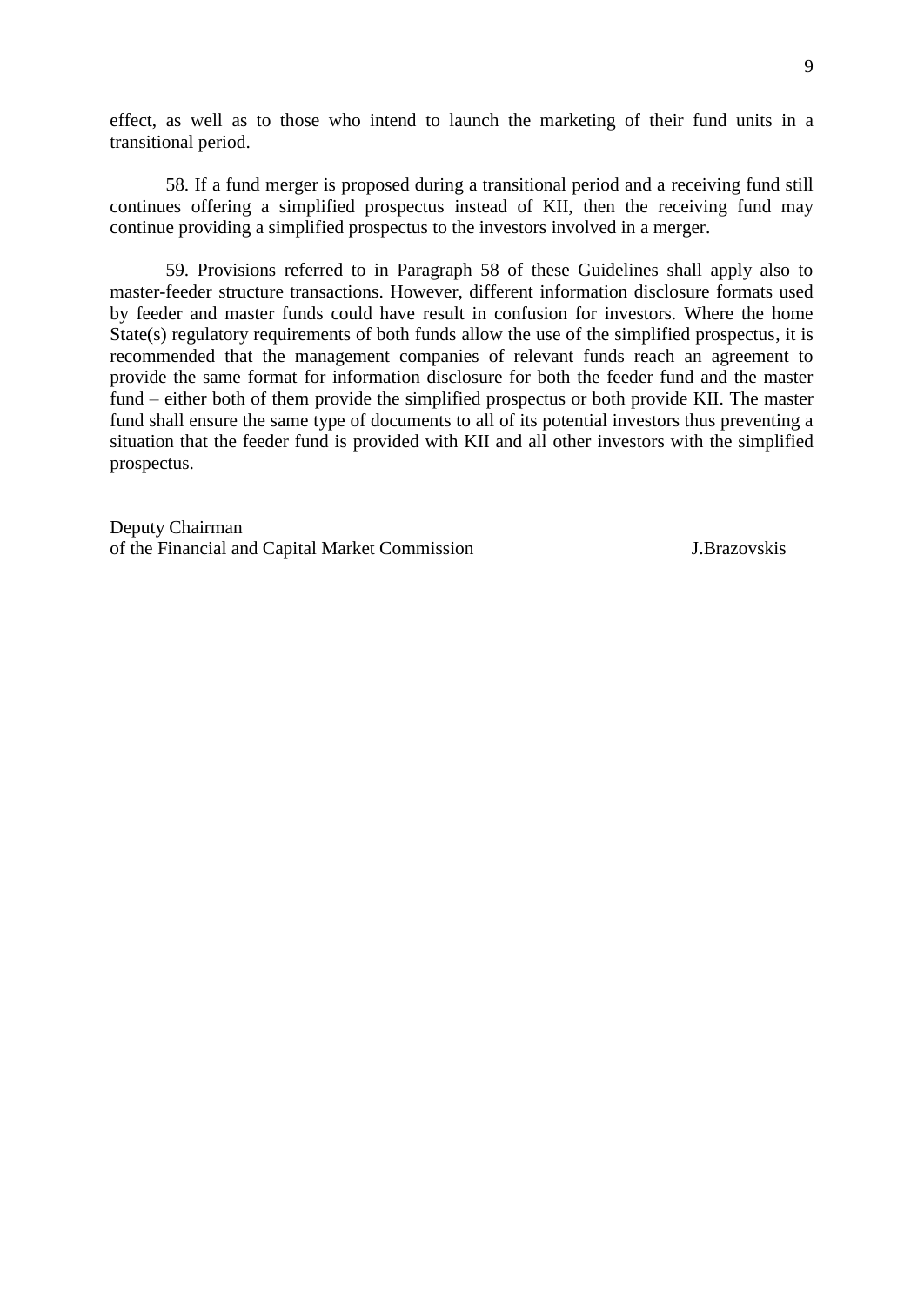effect, as well as to those who intend to launch the marketing of their fund units in a transitional period.

58. If a fund merger is proposed during a transitional period and a receiving fund still continues offering a simplified prospectus instead of KII, then the receiving fund may continue providing a simplified prospectus to the investors involved in a merger.

59. Provisions referred to in Paragraph 58 of these Guidelines shall apply also to master-feeder structure transactions. However, different information disclosure formats used by feeder and master funds could have result in confusion for investors. Where the home State(s) regulatory requirements of both funds allow the use of the simplified prospectus, it is recommended that the management companies of relevant funds reach an agreement to provide the same format for information disclosure for both the feeder fund and the master fund – either both of them provide the simplified prospectus or both provide KII. The master fund shall ensure the same type of documents to all of its potential investors thus preventing a situation that the feeder fund is provided with KII and all other investors with the simplified prospectus.

Deputy Chairman
of the Financial and Capital Market Commission J.Brazovskis